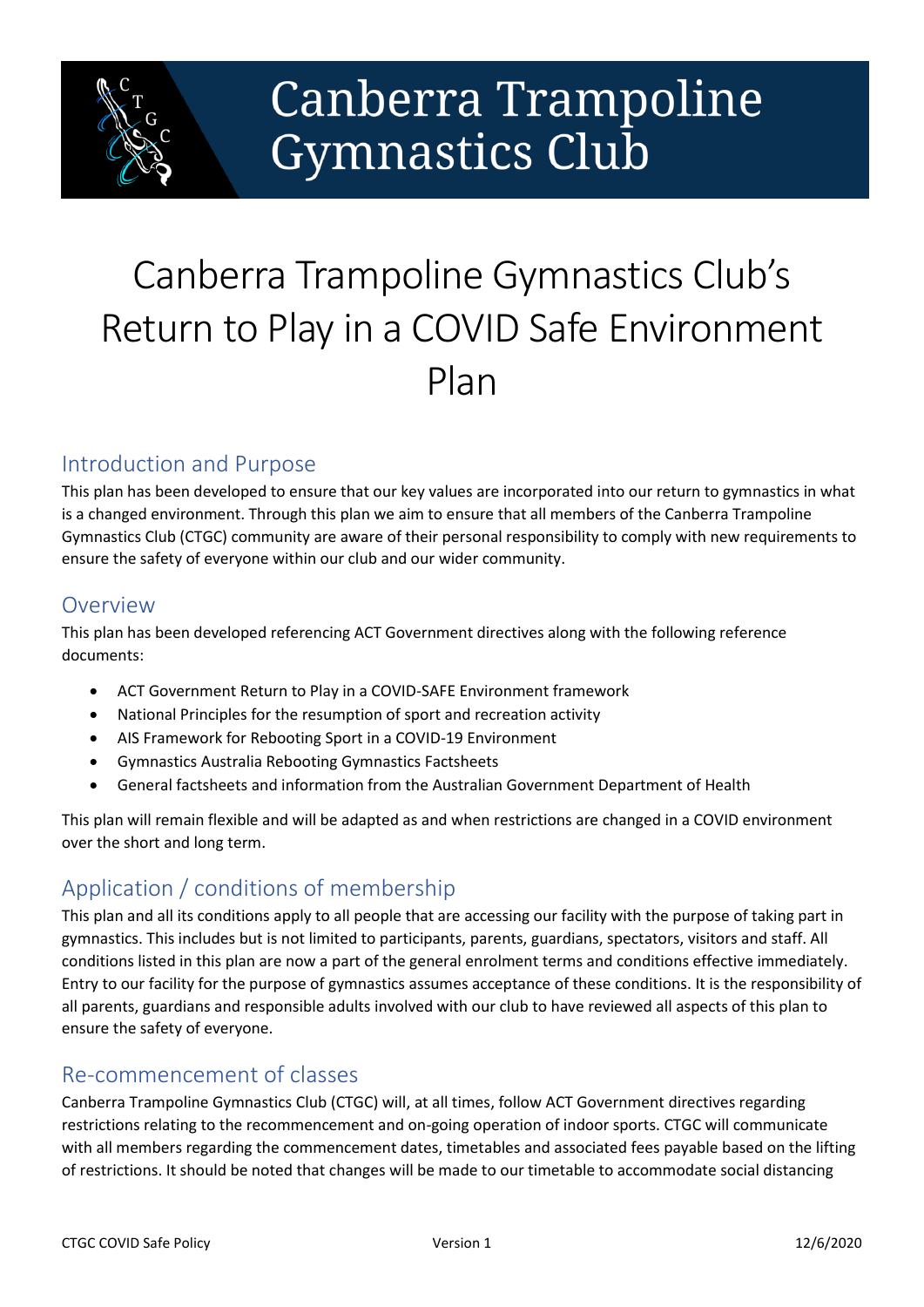# Canberra Trampoline Gymnastics Club

# Canberra Trampoline Gymnastics Club's Return to Play in a COVID Safe Environment Plan

## Introduction and Purpose

This plan has been developed to ensure that our key values are incorporated into our return to gymnastics in what is a changed environment. Through this plan we aim to ensure that all members of the Canberra Trampoline Gymnastics Club (CTGC) community are aware of their personal responsibility to comply with new requirements to ensure the safety of everyone within our club and our wider community.

## Overview

This plan has been developed referencing ACT Government directives along with the following reference documents:

- ACT Government Return to Play in a COVID-SAFE Environment framework
- National Principles for the resumption of sport and recreation activity
- AIS Framework for Rebooting Sport in a COVID-19 Environment
- Gymnastics Australia Rebooting Gymnastics Factsheets
- General factsheets and information from the Australian Government Department of Health

This plan will remain flexible and will be adapted as and when restrictions are changed in a COVID environment over the short and long term.

## Application / conditions of membership

This plan and all its conditions apply to all people that are accessing our facility with the purpose of taking part in gymnastics. This includes but is not limited to participants, parents, guardians, spectators, visitors and staff. All conditions listed in this plan are now a part of the general enrolment terms and conditions effective immediately. Entry to our facility for the purpose of gymnastics assumes acceptance of these conditions. It is the responsibility of all parents, guardians and responsible adults involved with our club to have reviewed all aspects of this plan to ensure the safety of everyone.

## Re-commencement of classes

Canberra Trampoline Gymnastics Club (CTGC) will, at all times, follow ACT Government directives regarding restrictions relating to the recommencement and on-going operation of indoor sports. CTGC will communicate with all members regarding the commencement dates, timetables and associated fees payable based on the lifting of restrictions. It should be noted that changes will be made to our timetable to accommodate social distancing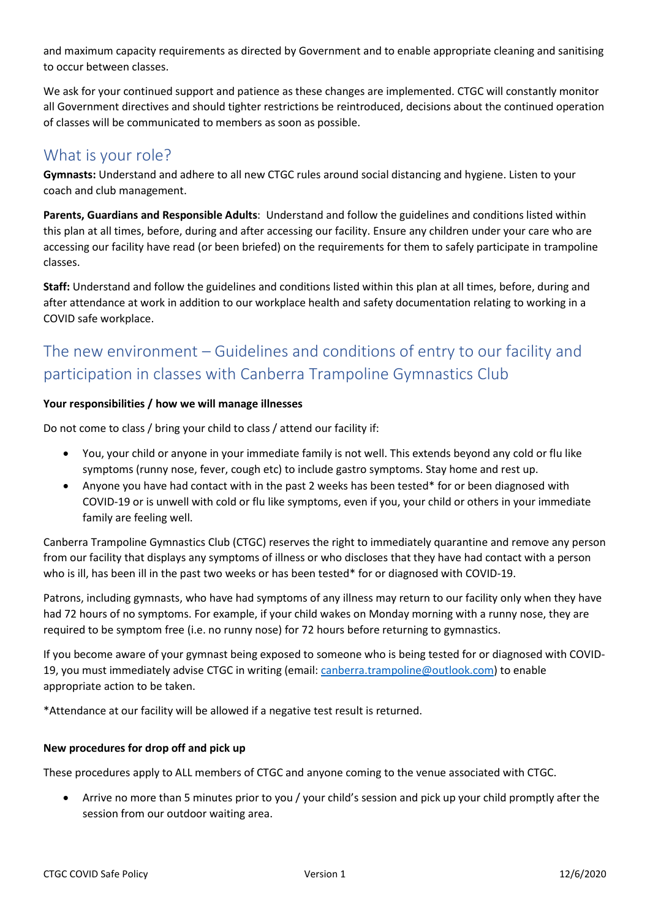and maximum capacity requirements as directed by Government and to enable appropriate cleaning and sanitising to occur between classes.

We ask for your continued support and patience as these changes are implemented. CTGC will constantly monitor all Government directives and should tighter restrictions be reintroduced, decisions about the continued operation of classes will be communicated to members as soon as possible.

## What is your role?

**Gymnasts:** Understand and adhere to all new CTGC rules around social distancing and hygiene. Listen to your coach and club management.

**Parents, Guardians and Responsible Adults**: Understand and follow the guidelines and conditions listed within this plan at all times, before, during and after accessing our facility. Ensure any children under your care who are accessing our facility have read (or been briefed) on the requirements for them to safely participate in trampoline classes.

**Staff:** Understand and follow the guidelines and conditions listed within this plan at all times, before, during and after attendance at work in addition to our workplace health and safety documentation relating to working in a COVID safe workplace.

## The new environment – Guidelines and conditions of entry to our facility and participation in classes with Canberra Trampoline Gymnastics Club

**Your responsibilities / how we will manage illnesses**

Do not come to class / bring your child to class / attend our facility if:

- You, your child or anyone in your immediate family is not well. This extends beyond any cold or flu like symptoms (runny nose, fever, cough etc) to include gastro symptoms. Stay home and rest up.
- Anyone you have had contact with in the past 2 weeks has been tested* for or been diagnosed with COVID-19 or is unwell with cold or flu like symptoms, even if you, your child or others in your immediate family are feeling well.

Canberra Trampoline Gymnastics Club (CTGC) reserves the right to immediately quarantine and remove any person from our facility that displays any symptoms of illness or who discloses that they have had contact with a person who is ill, has been ill in the past two weeks or has been tested* for or diagnosed with COVID-19.

Patrons, including gymnasts, who have had symptoms of any illness may return to our facility only when they have had 72 hours of no symptoms. For example, if your child wakes on Monday morning with a runny nose, they are required to be symptom free (i.e. no runny nose) for 72 hours before returning to gymnastics.

If you become aware of your gymnast being exposed to someone who is being tested for or diagnosed with COVID-19, you must immediately advise CTGC in writing (email: canberra.trampoline@outlook.com) to enable appropriate action to be taken.

*Attendance at our facility will be allowed if a negative test result is returned.

**New procedures for drop off and pick up**

These procedures apply to ALL members of CTGC and anyone coming to the venue associated with CTGC.

- Arrive no more than 5 minutes prior to you / your child's session and pick up your child promptly after the session from our outdoor waiting area.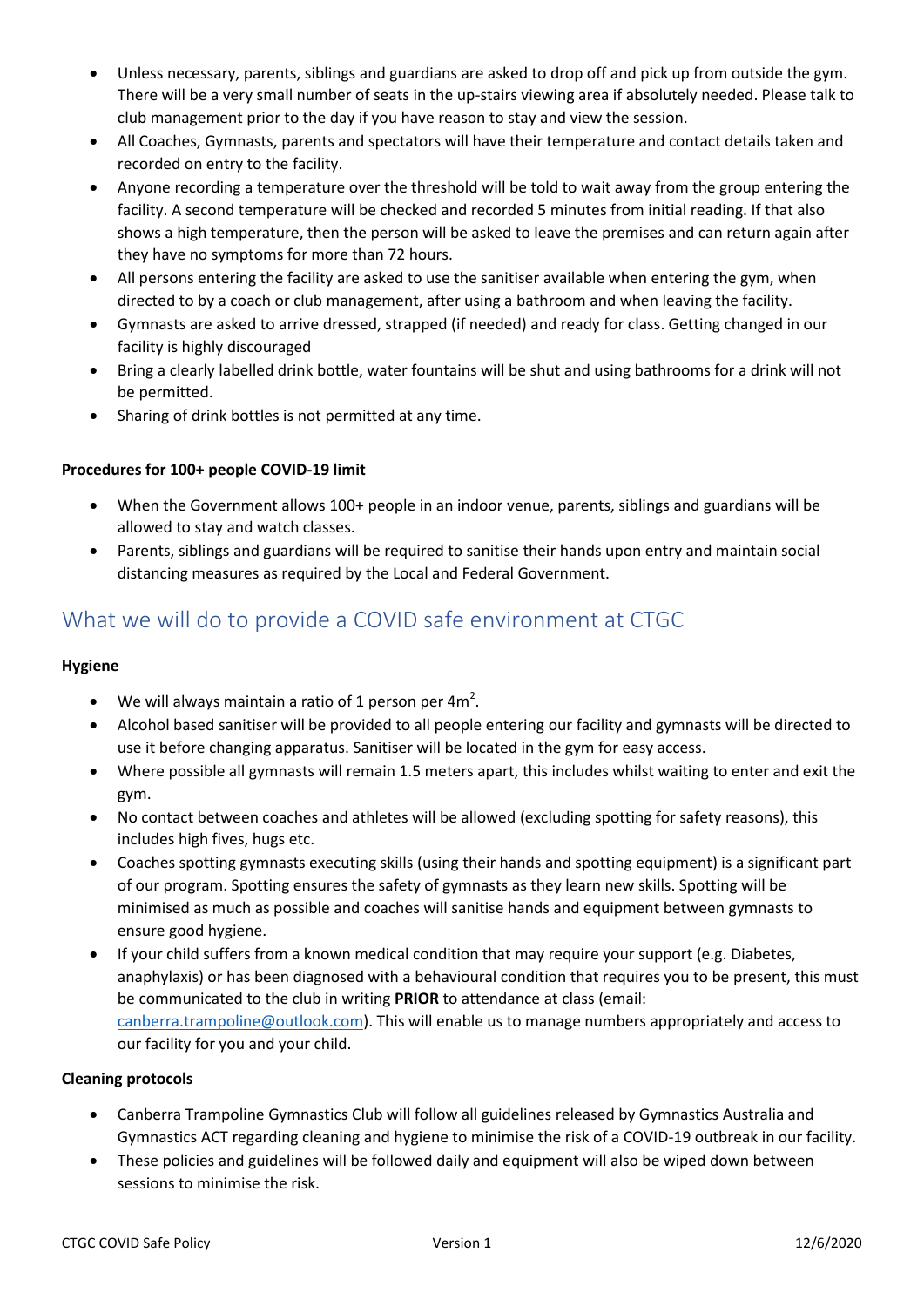- Unless necessary, parents, siblings and guardians are asked to drop off and pick up from outside the gym. There will be a very small number of seats in the up-stairs viewing area if absolutely needed. Please talk to club management prior to the day if you have reason to stay and view the session.
- All Coaches, Gymnasts, parents and spectators will have their temperature and contact details taken and recorded on entry to the facility.
- Anyone recording a temperature over the threshold will be told to wait away from the group entering the facility. A second temperature will be checked and recorded 5 minutes from initial reading. If that also shows a high temperature, then the person will be asked to leave the premises and can return again after they have no symptoms for more than 72 hours.
- All persons entering the facility are asked to use the sanitiser available when entering the gym, when directed to by a coach or club management, after using a bathroom and when leaving the facility.
- Gymnasts are asked to arrive dressed, strapped (if needed) and ready for class. Getting changed in our facility is highly discouraged
- Bring a clearly labelled drink bottle, water fountains will be shut and using bathrooms for a drink will not be permitted.
- Sharing of drink bottles is not permitted at any time.

**Procedures for 100+ people COVID-19 limit**

- When the Government allows 100+ people in an indoor venue, parents, siblings and guardians will be allowed to stay and watch classes.
- Parents, siblings and guardians will be required to sanitise their hands upon entry and maintain social distancing measures as required by the Local and Federal Government.

## What we will do to provide a COVID safe environment at CTGC

**Hygiene**

- We will always maintain a ratio of 1 person per $4m^2$.
- Alcohol based sanitiser will be provided to all people entering our facility and gymnasts will be directed to use it before changing apparatus. Sanitiser will be located in the gym for easy access.
- Where possible all gymnasts will remain 1.5 meters apart, this includes whilst waiting to enter and exit the gym.
- No contact between coaches and athletes will be allowed (excluding spotting for safety reasons), this includes high fives, hugs etc.
- Coaches spotting gymnasts executing skills (using their hands and spotting equipment) is a significant part of our program. Spotting ensures the safety of gymnasts as they learn new skills. Spotting will be minimised as much as possible and coaches will sanitise hands and equipment between gymnasts to ensure good hygiene.
- If your child suffers from a known medical condition that may require your support (e.g. Diabetes, anaphylaxis) or has been diagnosed with a behavioural condition that requires you to be present, this must be communicated to the club in writing **PRIOR** to attendance at class (email: canberra.trampoline@outlook.com). This will enable us to manage numbers appropriately and access to our facility for you and your child.

**Cleaning protocols**

- Canberra Trampoline Gymnastics Club will follow all guidelines released by Gymnastics Australia and Gymnastics ACT regarding cleaning and hygiene to minimise the risk of a COVID-19 outbreak in our facility.
- These policies and guidelines will be followed daily and equipment will also be wiped down between sessions to minimise the risk.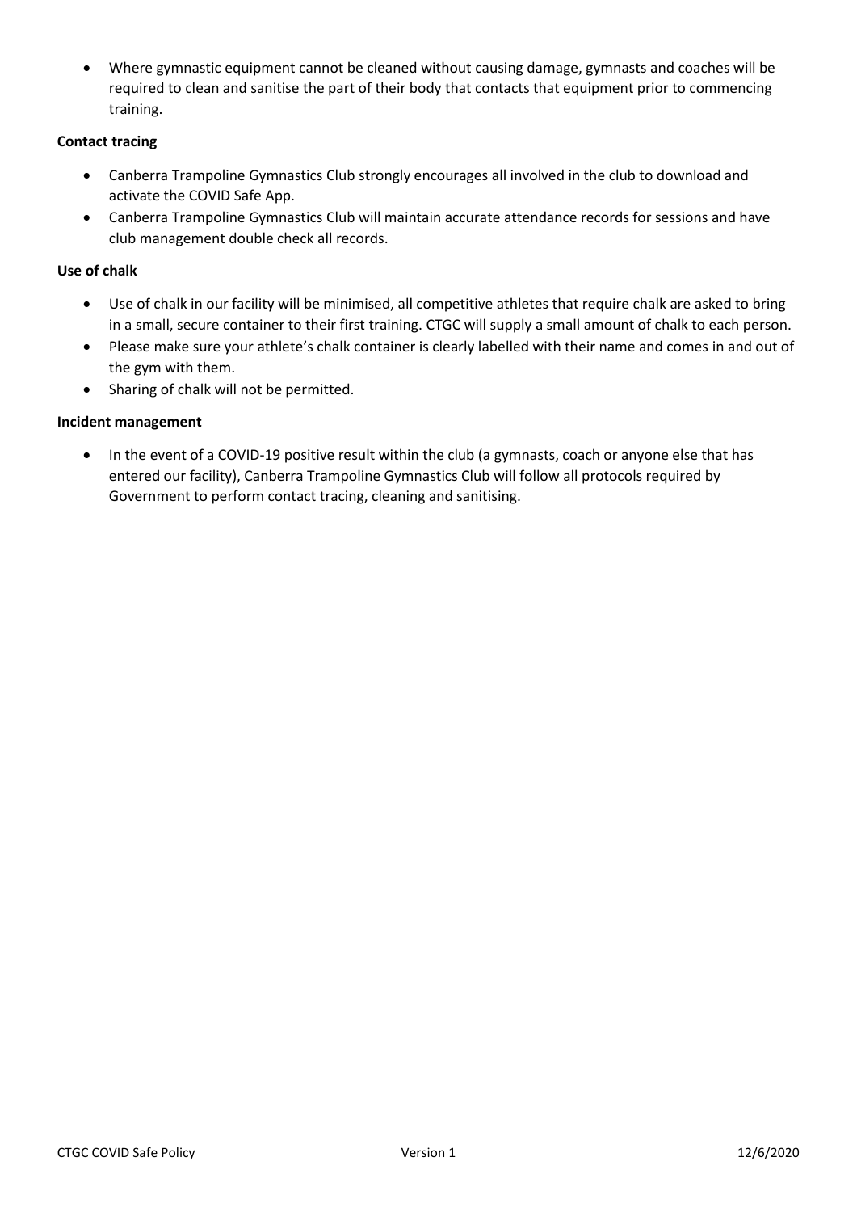- Where gymnastic equipment cannot be cleaned without causing damage, gymnasts and coaches will be required to clean and sanitise the part of their body that contacts that equipment prior to commencing training.

**Contact tracing**

- Canberra Trampoline Gymnastics Club strongly encourages all involved in the club to download and activate the COVID Safe App.
- Canberra Trampoline Gymnastics Club will maintain accurate attendance records for sessions and have club management double check all records.

**Use of chalk**

- Use of chalk in our facility will be minimised, all competitive athletes that require chalk are asked to bring in a small, secure container to their first training. CTGC will supply a small amount of chalk to each person.
- Please make sure your athlete's chalk container is clearly labelled with their name and comes in and out of the gym with them.
- Sharing of chalk will not be permitted.

**Incident management**

- In the event of a COVID-19 positive result within the club (a gymnasts, coach or anyone else that has entered our facility), Canberra Trampoline Gymnastics Club will follow all protocols required by Government to perform contact tracing, cleaning and sanitising.